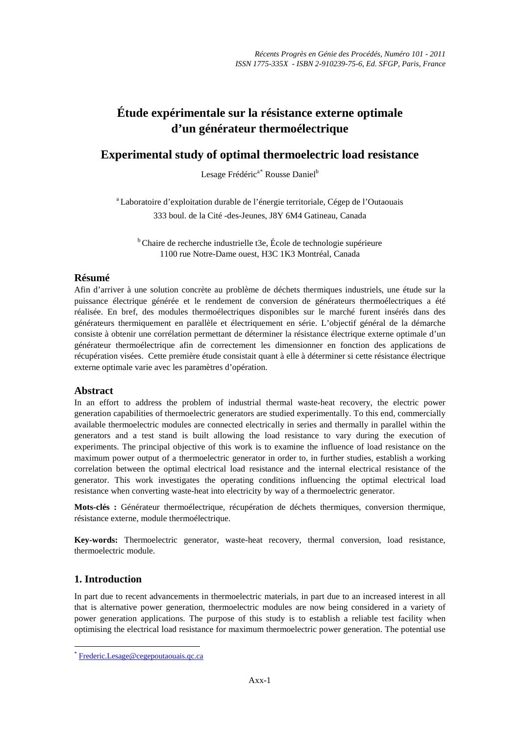# Étude expérimentale sur la résistance externe optimale d'un générateur thermoélectrique

# Experimental study of optimal thermoelectric load resistance

Lesage Frédéric[a*] Rousse Daniel[b]

[a] Laboratoire d'exploitation durable de l'énergie territoriale, Cégep de l'Outaouais
333 boul. de la Cité -des-Jeunes, J8Y 6M4 Gatineau, Canada

[b] Chaire de recherche industrielle t3e, École de technologie supérieure
1100 rue Notre-Dame ouest, H3C 1K3 Montréal, Canada

## Résumé

Afin d'arriver à une solution concrète au problème de déchets thermiques industriels, une étude sur la puissance électrique générée et le rendement de conversion de générateurs thermoélectriques a été réalisée. En bref, des modules thermoélectriques disponibles sur le marché furent insérés dans des générateurs thermiquement en parallèle et électriquement en série. L'objectif général de la démarche consiste à obtenir une corrélation permettant de déterminer la résistance électrique externe optimale d'un générateur thermoélectrique afin de correctement les dimensionner en fonction des applications de récupération visées. Cette première étude consistait quant à elle à déterminer si cette résistance électrique externe optimale varie avec les paramètres d'opération.

## Abstract

In an effort to address the problem of industrial thermal waste-heat recovery, the electric power generation capabilities of thermoelectric generators are studied experimentally. To this end, commercially available thermoelectric modules are connected electrically in series and thermally in parallel within the generators and a test stand is built allowing the load resistance to vary during the execution of experiments. The principal objective of this work is to examine the influence of load resistance on the maximum power output of a thermoelectric generator in order to, in further studies, establish a working correlation between the optimal electrical load resistance and the internal electrical resistance of the generator. This work investigates the operating conditions influencing the optimal electrical load resistance when converting waste-heat into electricity by way of a thermoelectric generator.

**Mots-clés :** Générateur thermoélectrique, récupération de déchets thermiques, conversion thermique, résistance externe, module thermoélectrique.

**Key-words:** Thermoelectric generator, waste-heat recovery, thermal conversion, load resistance, thermoelectric module.

## 1. Introduction

In part due to recent advancements in thermoelectric materials, in part due to an increased interest in all that is alternative power generation, thermoelectric modules are now being considered in a variety of power generation applications. The purpose of this study is to establish a reliable test facility when optimising the electrical load resistance for maximum thermoelectric power generation. The potential use

[*] Frederic.Lesage@cegepoutaouais.qc.ca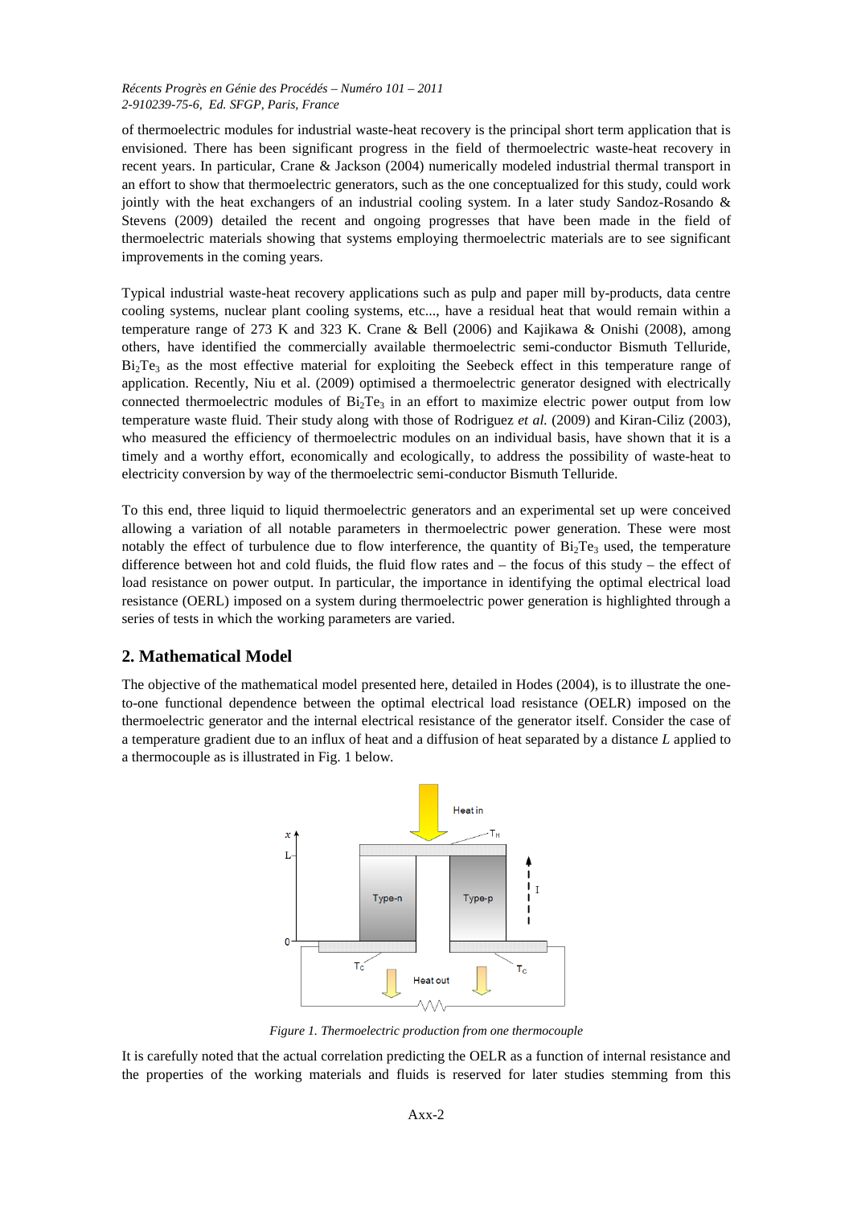of thermoelectric modules for industrial waste-heat recovery is the principal short term application that is envisioned. There has been significant progress in the field of thermoelectric waste-heat recovery in recent years. In particular, Crane & Jackson (2004) numerically modeled industrial thermal transport in an effort to show that thermoelectric generators, such as the one conceptualized for this study, could work jointly with the heat exchangers of an industrial cooling system. In a later study Sandoz-Rosando & Stevens (2009) detailed the recent and ongoing progresses that have been made in the field of thermoelectric materials showing that systems employing thermoelectric materials are to see significant improvements in the coming years.

Typical industrial waste-heat recovery applications such as pulp and paper mill by-products, data centre cooling systems, nuclear plant cooling systems, etc..., have a residual heat that would remain within a temperature range of 273 K and 323 K. Crane & Bell (2006) and Kajikawa & Onishi (2008), among others, have identified the commercially available thermoelectric semi-conductor Bismuth Telluride, $Bi_2Te_3$ as the most effective material for exploiting the Seebeck effect in this temperature range of application. Recently, Niu et al. (2009) optimised a thermoelectric generator designed with electrically connected thermoelectric modules of $Bi_2Te_3$ in an effort to maximize electric power output from low temperature waste fluid. Their study along with those of Rodriguez *et al.* (2009) and Kiran-Ciliz (2003), who measured the efficiency of thermoelectric modules on an individual basis, have shown that it is a timely and a worthy effort, economically and ecologically, to address the possibility of waste-heat to electricity conversion by way of the thermoelectric semi-conductor Bismuth Telluride.

To this end, three liquid to liquid thermoelectric generators and an experimental set up were conceived allowing a variation of all notable parameters in thermoelectric power generation. These were most notably the effect of turbulence due to flow interference, the quantity of $Bi_2Te_3$ used, the temperature difference between hot and cold fluids, the fluid flow rates and – the focus of this study – the effect of load resistance on power output. In particular, the importance in identifying the optimal electrical load resistance (OERL) imposed on a system during thermoelectric power generation is highlighted through a series of tests in which the working parameters are varied.

## 2. Mathematical Model

The objective of the mathematical model presented here, detailed in Hodes (2004), is to illustrate the one-to-one functional dependence between the optimal electrical load resistance (OELR) imposed on the thermoelectric generator and the internal resistance of the generator itself. Consider the case of a temperature gradient due to an influx of heat and a diffusion of heat separated by a distance *L* applied to a thermocouple as is illustrated in Fig. 1 below.

*Figure 1. Thermoelectric production from one thermocouple*

It is carefully noted that the actual correlation predicting the OELR as a function of internal resistance and the properties of the working materials and fluids is reserved for later studies stemming from this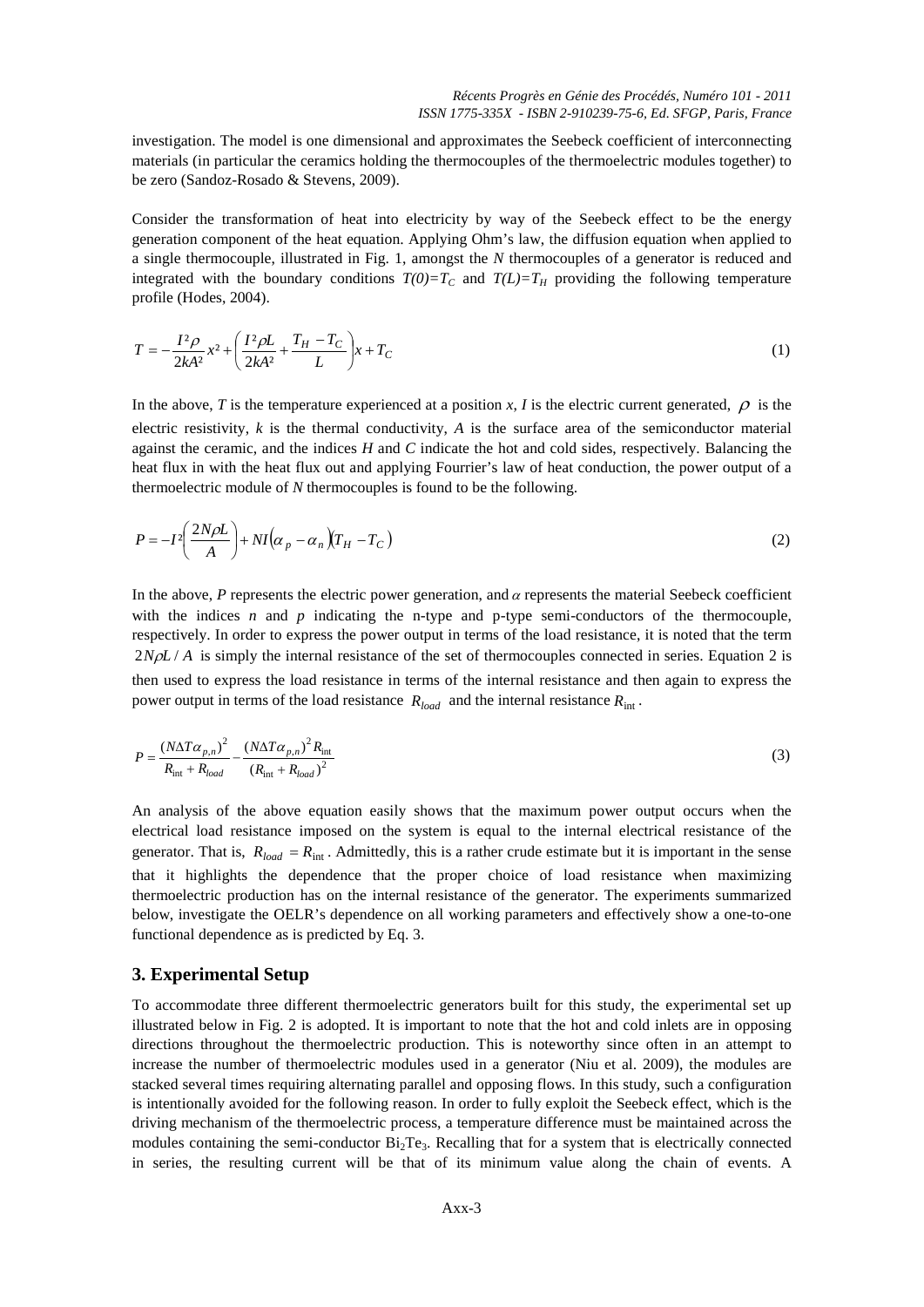investigation. The model is one dimensional and approximates the Seebeck coefficient of interconnecting materials (in particular the ceramics holding the thermocouples of the thermoelectric modules together) to be zero (Sandoz-Rosado & Stevens, 2009).

Consider the transformation of heat into electricity by way of the Seebeck effect to be the energy generation component of the heat equation. Applying Ohm's law, the diffusion equation when applied to a single thermocouple, illustrated in Fig. 1, amongst the *N* thermocouples of a generator is reduced and integrated with the boundary conditions $T(0)=T_C$ and $T(L)=T_H$ providing the following temperature profile (Hodes, 2004).

$$T = -\frac{I^2 \rho}{2kA^2} x^2 + \left( \frac{I^2 \rho L}{2kA^2} + \frac{T_H - T_C}{L} \right) x + T_C \tag{1}$$

In the above, $T$ is the temperature experienced at a position $x$, $I$ is the electric current generated, $\rho$ is the electric resistivity, $k$ is the thermal conductivity, $A$ is the surface area of the semiconductor material against the ceramic, and the indices $H$ and $C$ indicate the hot and cold sides, respectively. Balancing the heat flux in with the heat flux out and applying Fourrier's law of heat conduction, the power output of a thermoelectric module of $N$ thermocouples is found to be the following.

$$P = -I^2 \left( \frac{2N\rho L}{A} \right) + NI(\alpha_p - \alpha_n)(T_H - T_C) \tag{2}$$

In the above, $P$ represents the electric power generation, and $\alpha$ represents the material Seebeck coefficient with the indices $n$ and $p$ indicating the n-type and p-type semi-conductors of the thermocouple, respectively. In order to express the power output in terms of the load resistance, it is noted that the term $2N\rho L / A$ is simply the internal resistance of the set of thermocouples connected in series. Equation 2 is then used to express the load resistance in terms of the internal resistance and then again to express the power output in terms of the load resistance $R_{load}$ and the internal resistance $R_{\text{int}}$.

$$P = \frac{(N\Delta T \alpha_{p,n})^2}{R_{\text{int}} + R_{load}} - \frac{(N\Delta T \alpha_{p,n})^2 R_{\text{int}}}{(R_{\text{int}} + R_{load})^2} \tag{3}$$

An analysis of the above equation easily shows that the maximum power output occurs when the electrical load resistance imposed on the system is equal to the internal electrical resistance of the generator. That is, $R_{load} = R_{\text{int}}$. Admittedly, this is a rather crude estimate but it is important in the sense that it highlights the dependence that the proper choice of load resistance when maximizing thermoelectric production has on the internal resistance of the generator. The experiments summarized below, investigate the OELR's dependence on all working parameters and effectively show a one-to-one functional dependence as is predicted by Eq. 3.

## 3. Experimental Setup

To accommodate three different thermoelectric generators built for this study, the experimental set up illustrated below in Fig. 2 is adopted. It is important to note that the hot and cold inlets are in opposing directions throughout the thermoelectric production. This is noteworthy since often in an attempt to increase the number of thermoelectric modules used in a generator (Niu et al. 2009), the modules are stacked several times requiring alternating parallel and opposing flows. In this study, such a configuration is intentionally avoided for the following reason. In order to fully exploit the Seebeck effect, which is the driving mechanism of the thermoelectric process, a temperature difference must be maintained across the modules containing the semi-conductor $Bi_2Te_3$. Recalling that for a system that is electrically connected in series, the resulting current will be that of its minimum value along the chain of events. A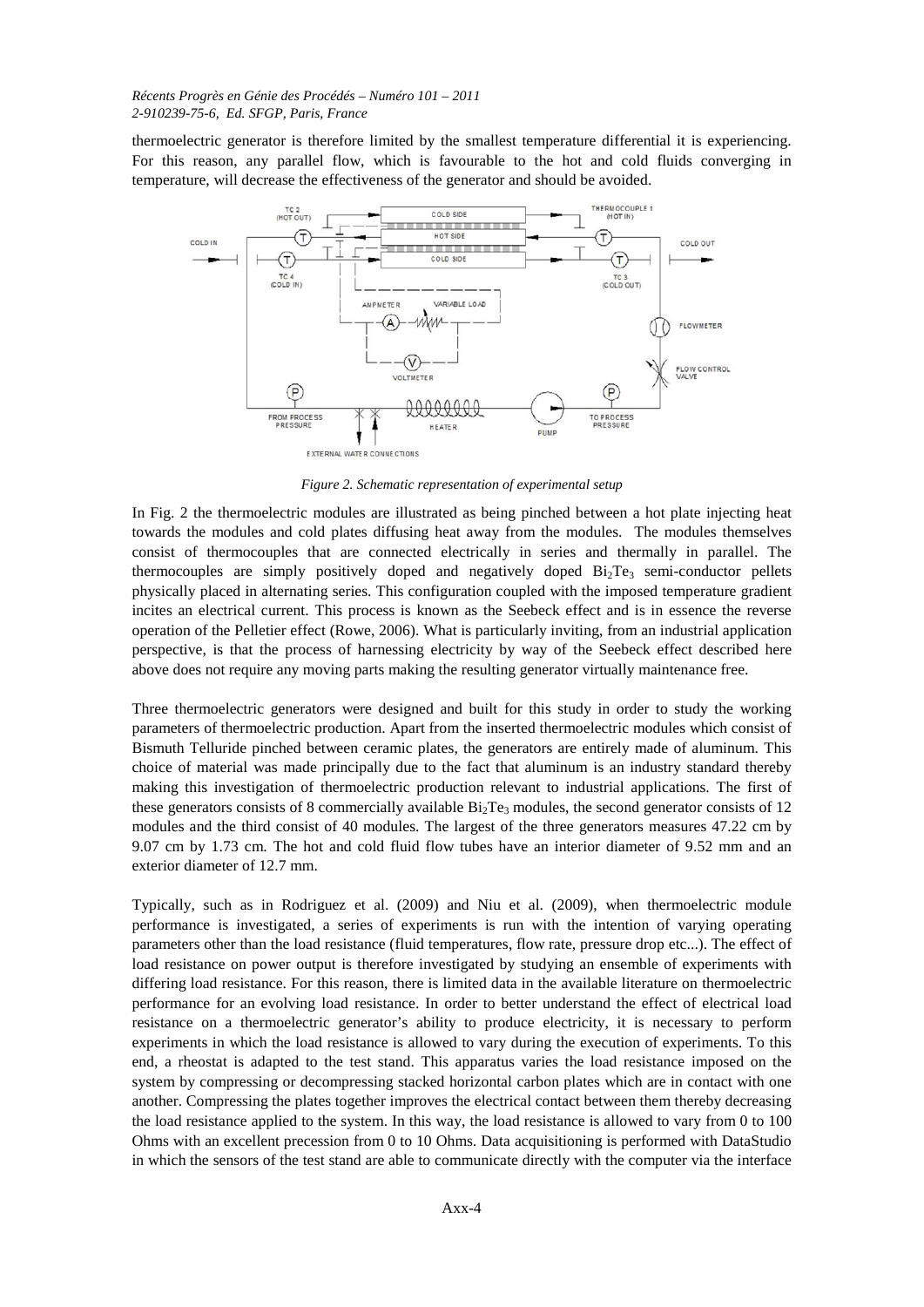thermoelectric generator is therefore limited by the smallest temperature differential it is experiencing. For this reason, any parallel flow, which is favourable to the hot and cold fluids converging in temperature, will decrease the effectiveness of the generator and should be avoided.

*Figure 2. Schematic representation of experimental setup*

In Fig. 2 the thermoelectric modules are illustrated as being pinched between a hot plate injecting heat towards the modules and cold plates diffusing heat away from the modules. The modules themselves consist of thermocouples that are connected electrically in series and thermally in parallel. The thermocouples are simply positively doped and negatively doped $Bi_2Te_3$ semi-conductor pellets physically placed in alternating series. This configuration coupled with the imposed temperature gradient incites an electrical current. This process is known as the Seebeck effect and is in essence the reverse operation of the Pelletier effect (Rowe, 2006). What is particularly inviting, from an industrial application perspective, is that the process of harnessing electricity by way of the Seebeck effect described here above does not require any moving parts making the resulting generator virtually maintenance free.

Three thermoelectric generators were designed and built for this study in order to study the working parameters of thermoelectric production. Apart from the inserted thermoelectric modules which consist of Bismuth Telluride pinched between ceramic plates, the generators are entirely made of aluminum. This choice of material was made principally due to the fact that aluminum is an industry standard thereby making this investigation of thermoelectric production relevant to industrial applications. The first of these generators consists of 8 commercially available $Bi_2Te_3$ modules, the second generator consists of 12 modules and the third consist of 40 modules. The largest of the three generators measures 47.22 cm by 9.07 cm by 1.73 cm. The hot and cold fluid flow tubes have an interior diameter of 9.52 mm and an exterior diameter of 12.7 mm.

Typically, such as in Rodriguez et al. (2009) and Niu et al. (2009), when thermoelectric module performance is investigated, a series of experiments is run with the intention of varying operating parameters other than the load resistance (fluid temperatures, flow rate, pressure drop etc...). The effect of load resistance on power output is therefore investigated by studying an ensemble of experiments with differing load resistance. For this reason, there is limited data in the available literature on thermoelectric performance for an evolving load resistance. In order to better understand the effect of electrical load resistance on a thermoelectric generator's ability to produce electricity, it is necessary to perform experiments in which the load resistance is allowed to vary during the execution of experiments. To this end, a rheostat is adapted to the test stand. This apparatus varies the load resistance imposed on the system by compressing or decompressing stacked horizontal carbon plates which are in contact with one another. Compressing the plates together improves the electrical contact between them thereby decreasing the load resistance applied to the system. In this way, the load resistance is allowed to vary from 0 to 100 Ohms with an excellent precession from 0 to 10 Ohms. Data acquisitioning is performed with DataStudio in which the sensors of the test stand are able to communicate directly with the computer via the interface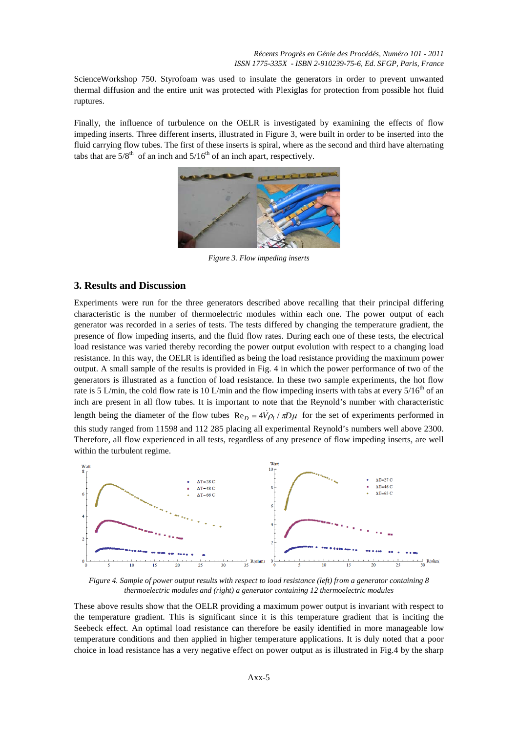ScienceWorkshop 750. Styrofoam was used to insulate the generators in order to prevent unwanted thermal diffusion and the entire unit was protected with Plexiglas for protection from possible hot fluid ruptures.

Finally, the influence of turbulence on the OELR is investigated by examining the effects of flow impeding inserts. Three different inserts, illustrated in Figure 3, were built in order to be inserted into the fluid carrying flow tubes. The first of these inserts is spiral, where as the second and third have alternating tabs that are 5/8th of an inch and 5/16th of an inch apart, respectively.

*Figure 3. Flow impeding inserts*

## 3. Results and Discussion

Experiments were run for the three generators described above recalling that their principal differing characteristic is the number of thermoelectric modules within each one. The power output of each generator was recorded in a series of tests. The tests differed by changing the temperature gradient, the presence of flow impeding inserts, and the fluid flow rates. During each one of these tests, the electrical load resistance was varied thereby recording the power output evolution with respect to a changing load resistance. In this way, the OELR is identified as being the load resistance providing the maximum power output. A small sample of the results is provided in Fig. 4 in which the power performance of two of the generators is illustrated as a function of load resistance. In these two sample experiments, the hot flow rate is 5 L/min, the cold flow rate is 10 L/min and the flow impeding inserts with tabs at every 5/16th of an inch are present in all flow tubes. It is important to note that the Reynold's number with characteristic length being the diameter of the flow tubes $\mathrm{Re}_D = 4\dot{V}\rho_l / \pi D \mu$ for the set of experiments performed in this study ranged from 11598 and 112 285 placing all experimental Reynold's numbers well above 2300. Therefore, all flow experienced in all tests, regardless of any presence of flow impeding inserts, are well within the turbulent regime.

*Figure 4. Sample of power output results with respect to load resistance (left) from a generator containing 8 thermoelectric modules and (right) a generator containing 12 thermoelectric modules*

These above results show that the OELR providing a maximum power output is invariant with respect to the temperature gradient. This is significant since it is this temperature gradient that is inciting the Seebeck effect. An optimal load resistance can therefore be easily identified in more manageable low temperature conditions and then applied in higher temperature applications. It is duly noted that a poor choice in load resistance has a very negative effect on power output as is illustrated in Fig.4 by the sharp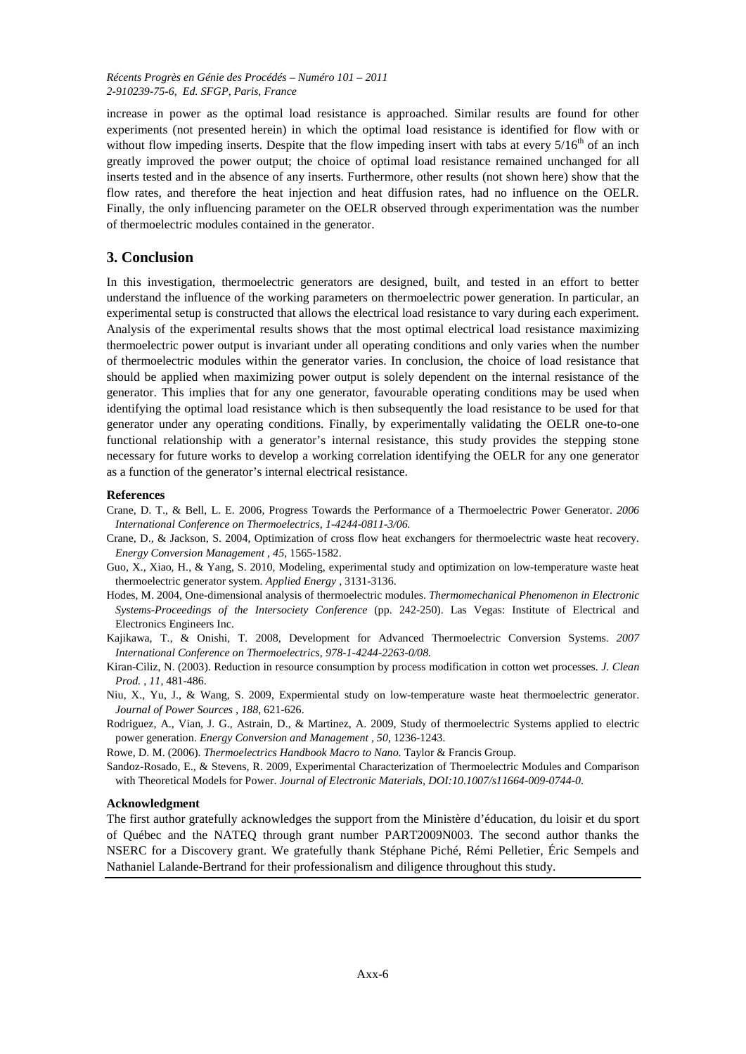increase in power as the optimal load resistance is approached. Similar results are found for other experiments (not presented herein) in which the optimal load resistance is identified for flow with or without flow impeding inserts. Despite that the flow impeding insert with tabs at every $5/16^{th}$ of an inch greatly improved the power output; the choice of optimal load resistance remained unchanged for all inserts tested and in the absence of any inserts. Furthermore, other results (not shown here) show that the flow rates, and therefore the heat injection and heat diffusion rates, had no influence on the OELR. Finally, the only influencing parameter on the OELR observed through experimentation was the number of thermoelectric modules contained in the generator.

## 3. Conclusion

In this investigation, thermoelectric generators are designed, built, and tested in an effort to better understand the influence of the working parameters on thermoelectric power generation. In particular, an experimental setup is constructed that allows the electrical load resistance to vary during each experiment. Analysis of the experimental results shows that the most optimal electrical load resistance maximizing thermoelectric power output is invariant under all operating conditions and only varies when the number of thermoelectric modules within the generator varies. In conclusion, the choice of load resistance that should be applied when maximizing power output is solely dependent on the internal resistance of the generator. This implies that for any one generator, favourable operating conditions may be used when identifying the optimal load resistance which is then subsequently the load resistance to be used for that generator under any operating conditions. Finally, by experimentally validating the OELR one-to-one functional relationship with a generator's internal resistance, this study provides the stepping stone necessary for future works to develop a working correlation identifying the OELR for any one generator as a function of the generator's internal electrical resistance.

### References

Crane, D. T., & Bell, L. E. 2006, Progress Towards the Performance of a Thermoelectric Power Generator. *2006 International Conference on Thermoelectrics, 1-4244-0811-3/06.*

Crane, D., & Jackson, S. 2004, Optimization of cross flow heat exchangers for thermoelectric waste heat recovery. *Energy Conversion Management , 45*, 1565-1582.

Guo, X., Xiao, H., & Yang, S. 2010, Modeling, experimental study and optimization on low-temperature waste heat thermoelectric generator system. *Applied Energy* , 3131-3136.

Hodes, M. 2004, One-dimensional analysis of thermoelectric modules. *Thermomechanical Phenomenon in Electronic Systems-Proceedings of the Intersociety Conference* (pp. 242-250). Las Vegas: Institute of Electrical and Electronics Engineers Inc.

Kajikawa, T., & Onishi, T. 2008, Development for Advanced Thermoelectric Conversion Systems. *2007 International Conference on Thermoelectrics, 978-1-4244-2263-0/08.*

Kiran-Ciliz, N. (2003). Reduction in resource consumption by process modification in cotton wet processes. *J. Clean Prod. , 11*, 481-486.

Niu, X., Yu, J., & Wang, S. 2009, Expermiental study on low-temperature waste heat thermoelectric generator. *Journal of Power Sources , 188*, 621-626.

Rodriguez, A., Vian, J. G., Astrain, D., & Martinez, A. 2009, Study of thermoelectric Systems applied to electric power generation. *Energy Conversion and Management , 50*, 1236-1243.

Rowe, D. M. (2006). *Thermoelectrics Handbook Macro to Nano.* Taylor & Francis Group.

Sandoz-Rosado, E., & Stevens, R. 2009, Experimental Characterization of Thermoelectric Modules and Comparison with Theoretical Models for Power. *Journal of Electronic Materials, DOI:10.1007/s11664-009-0744-0.*

### Acknowledgment

The first author gratefully acknowledges the support from the Ministère d'éducation, du loisir et du sport of Québec and the NATEQ through grant number PART2009N003. The second author thanks the NSERC for a Discovery grant. We gratefully thank Stéphane Piché, Rémi Pelletier, Éric Sempels and Nathaniel Lalande-Bertrand for their professionalism and diligence throughout this study.